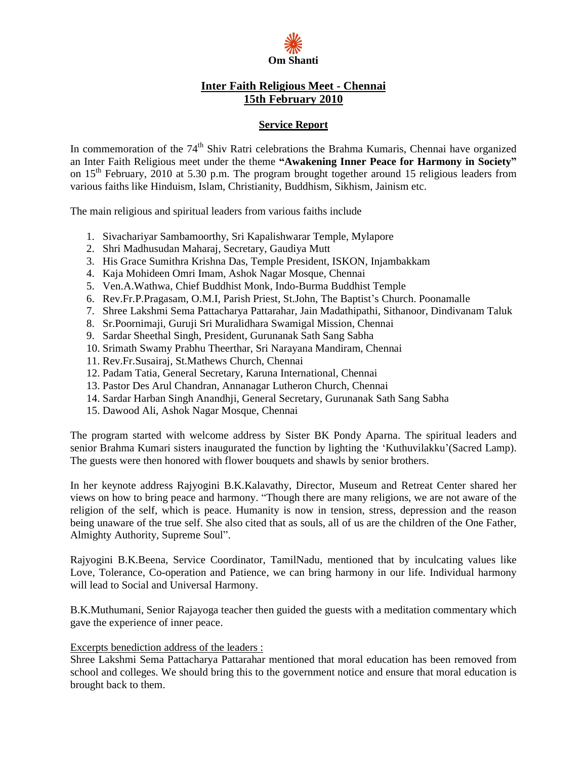**Om Shanti**

# Inter Faith Religious Meet - Chennai
# 15th February 2010

## Service Report

In commemoration of the 74th Shiv Ratri celebrations the Brahma Kumaris, Chennai have organized an Inter Faith Religious meet under the theme **"Awakening Inner Peace for Harmony in Society"** on 15th February, 2010 at 5.30 p.m. The program brought together around 15 religious leaders from various faiths like Hinduism, Islam, Christianity, Buddhism, Sikhism, Jainism etc.

The main religious and spiritual leaders from various faiths include

1. Sivachariyar Sambamoorthy, Sri Kapalishwarar Temple, Mylapore
2. Shri Madhusudan Maharaj, Secretary, Gaudiya Mutt
3. His Grace Sumithra Krishna Das, Temple President, ISKON, Injambakkam
4. Kaja Mohideen Omri Imam, Ashok Nagar Mosque, Chennai
5. Ven.A.Wathwa, Chief Buddhist Monk, Indo-Burma Buddhist Temple
6. Rev.Fr.P.Pragasam, O.M.I, Parish Priest, St.John, The Baptist's Church. Poonamalle
7. Shree Lakshmi Sema Pattacharya Pattarahar, Jain Madathipathi, Sithanoor, Dindivanam Taluk
8. Sr.Poornimaji, Guruji Sri Muralidhara Swamigal Mission, Chennai
9. Sardar Sheethal Singh, President, Gurunanak Sath Sang Sabha
10. Srimath Swamy Prabhu Theerthar, Sri Narayana Mandiram, Chennai
11. Rev.Fr.Susairaj, St.Mathews Church, Chennai
12. Padam Tatia, General Secretary, Karuna International, Chennai
13. Pastor Des Arul Chandran, Annanagar Lutheron Church, Chennai
14. Sardar Harban Singh Anandhji, General Secretary, Gurunanak Sath Sang Sabha
15. Dawood Ali, Ashok Nagar Mosque, Chennai

The program started with welcome address by Sister BK Pondy Aparna. The spiritual leaders and senior Brahma Kumari sisters inaugurated the function by lighting the 'Kuthuvilakku'(Sacred Lamp). The guests were then honored with flower bouquets and shawls by senior brothers.

In her keynote address Rajyogini B.K.Kalavathy, Director, Museum and Retreat Center shared her views on how to bring peace and harmony. "Though there are many religions, we are not aware of the religion of the self, which is peace. Humanity is now in tension, stress, depression and the reason being unaware of the true self. She also cited that as souls, all of us are the children of the One Father, Almighty Authority, Supreme Soul".

Rajyogini B.K.Beena, Service Coordinator, TamilNadu, mentioned that by inculcating values like Love, Tolerance, Co-operation and Patience, we can bring harmony in our life. Individual harmony will lead to Social and Universal Harmony.

B.K.Muthumani, Senior Rajayoga teacher then guided the guests with a meditation commentary which gave the experience of inner peace.

Excerpts benediction address of the leaders :

Shree Lakshmi Sema Pattacharya Pattarahar mentioned that moral education has been removed from school and colleges. We should bring this to the government notice and ensure that moral education is brought back to them.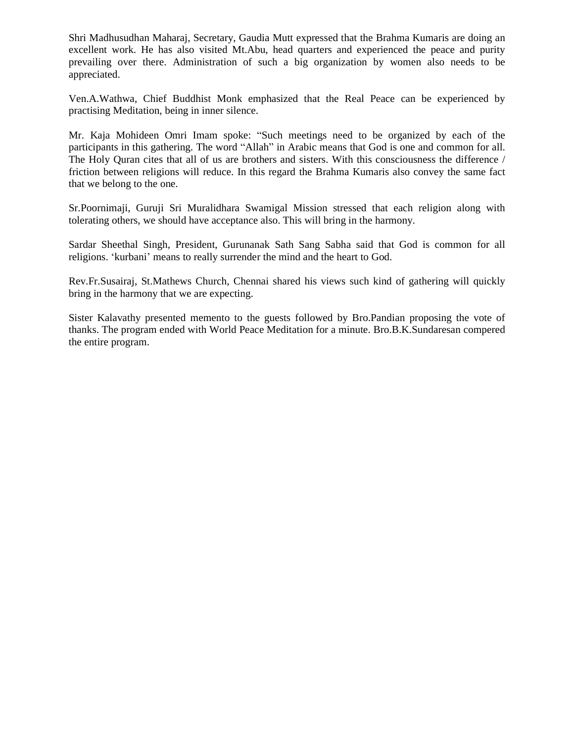Shri Madhusudhan Maharaj, Secretary, Gaudia Mutt expressed that the Brahma Kumaris are doing an excellent work. He has also visited Mt.Abu, head quarters and experienced the peace and purity prevailing over there. Administration of such a big organization by women also needs to be appreciated.

Ven.A.Wathwa, Chief Buddhist Monk emphasized that the Real Peace can be experienced by practising Meditation, being in inner silence.

Mr. Kaja Mohideen Omri Imam spoke: "Such meetings need to be organized by each of the participants in this gathering. The word "Allah" in Arabic means that God is one and common for all. The Holy Quran cites that all of us are brothers and sisters. With this consciousness the difference / friction between religions will reduce. In this regard the Brahma Kumaris also convey the same fact that we belong to the one.

Sr.Poornimaji, Guruji Sri Muralidhara Swamigal Mission stressed that each religion along with tolerating others, we should have acceptance also. This will bring in the harmony.

Sardar Sheethal Singh, President, Gurunanak Sath Sang Sabha said that God is common for all religions. 'kurbani' means to really surrender the mind and the heart to God.

Rev.Fr.Susairaj, St.Mathews Church, Chennai shared his views such kind of gathering will quickly bring in the harmony that we are expecting.

Sister Kalavathy presented memento to the guests followed by Bro.Pandian proposing the vote of thanks. The program ended with World Peace Meditation for a minute. Bro.B.K.Sundaresan compered the entire program.